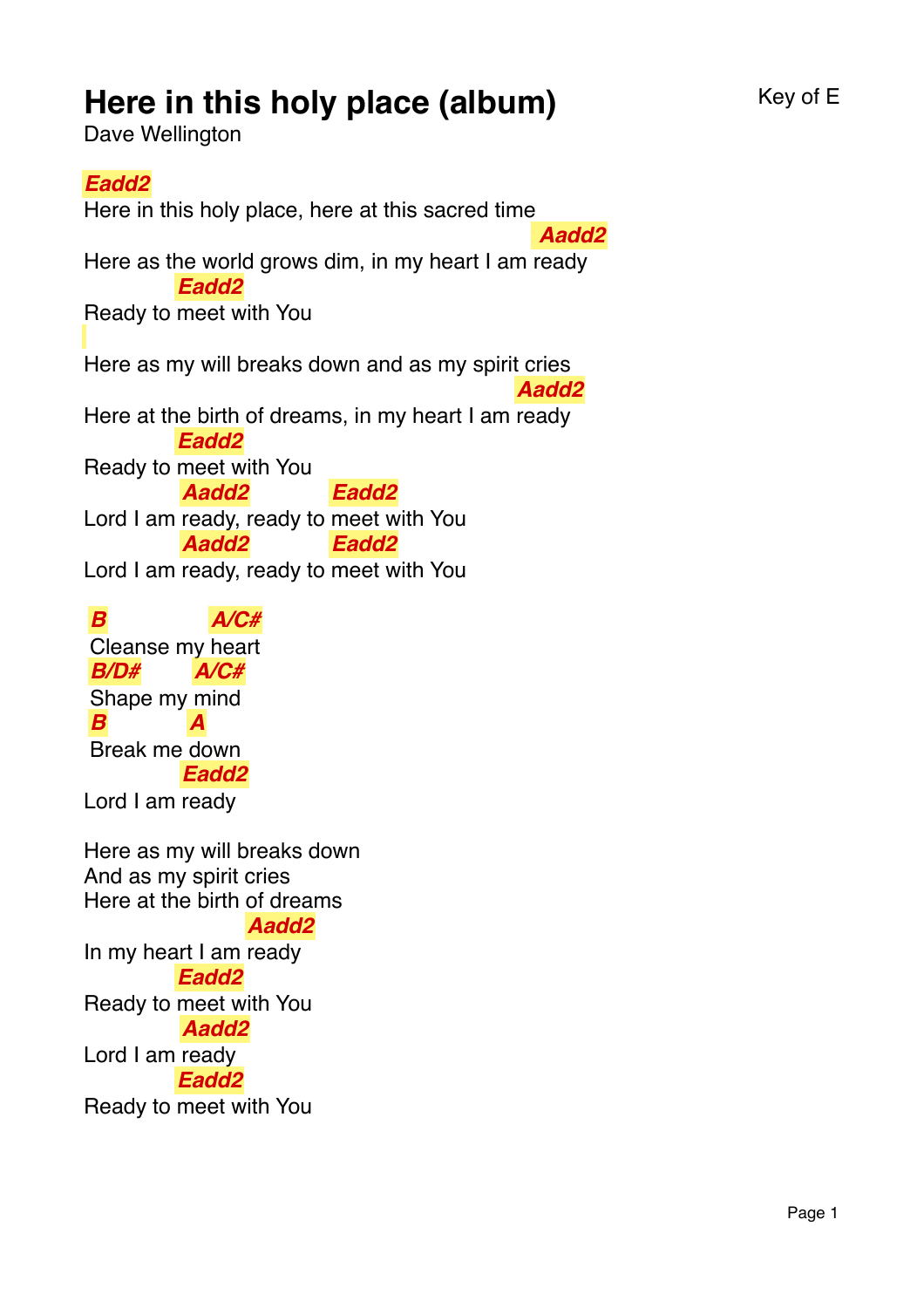# Here in this holy place (album)

Key of E

Dave Wellington

```
Eadd2
Here in this holy place, here at this sacred time
                                                                  Aadd2
Here as the world grows dim, in my heart I am ready
             Eadd2
Ready to meet with You

Here as my will breaks down and as my spirit cries
                                                              Aadd2
Here at the birth of dreams, in my heart I am ready
             Eadd2
Ready to meet with You
             Aadd2            Eadd2
Lord I am ready, ready to meet with You
             Aadd2            Eadd2
Lord I am ready, ready to meet with You

 B              A/C#
 Cleanse my heart
 B/D#       A/C#
 Shape my mind
 B            A
 Break me down
             Eadd2
Lord I am ready

Here as my will breaks down
And as my spirit cries
Here at the birth of dreams
                       Aadd2
In my heart I am ready
             Eadd2
Ready to meet with You
             Aadd2
Lord I am ready
             Eadd2
Ready to meet with You
```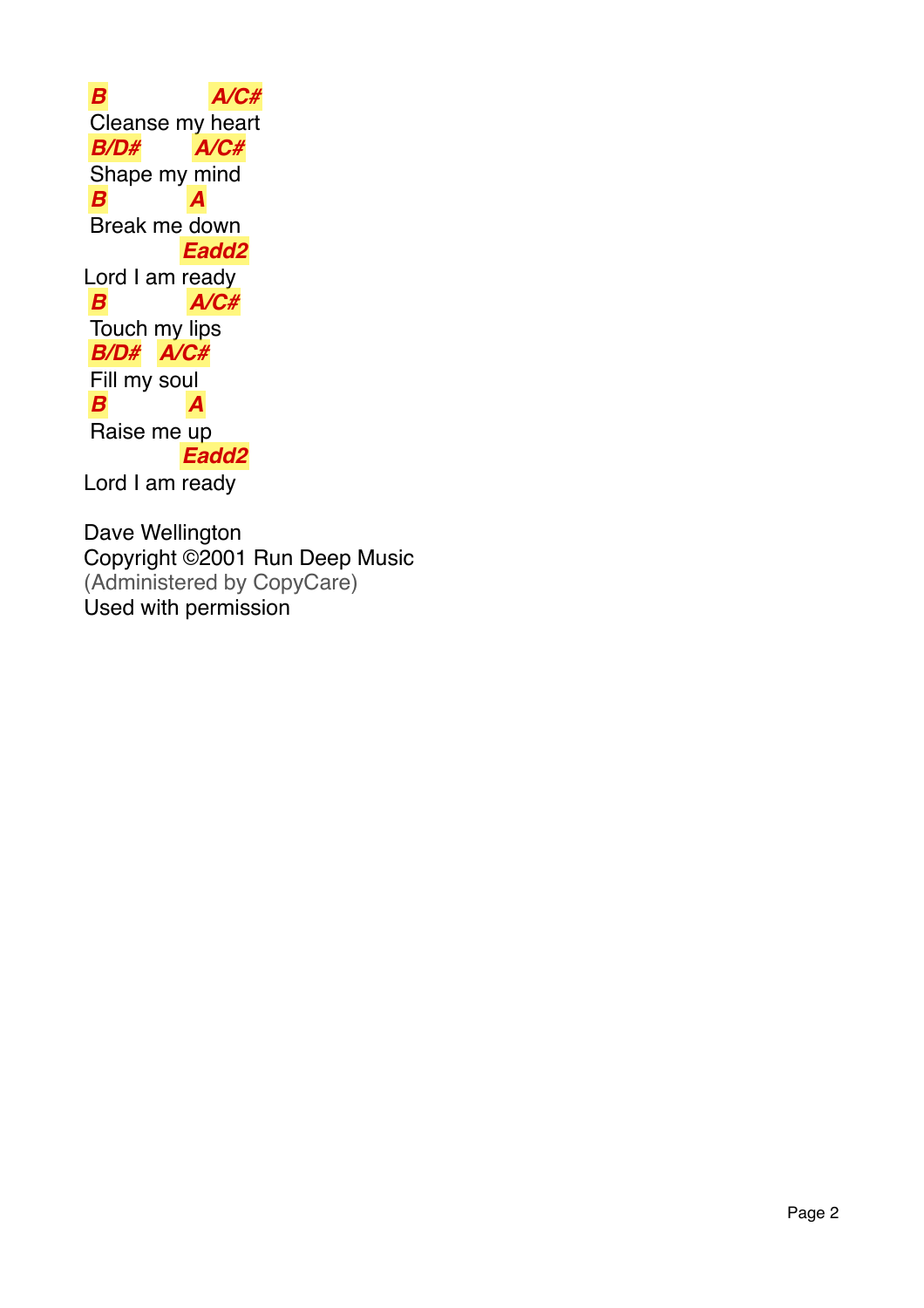```
B           A/C#
Cleanse my heart
B/D#      A/C#
Shape my mind
B         A
Break me down
             Eadd2
Lord I am ready
B           A/C#
Touch my lips
B/D#   A/C#
Fill my soul
B          A
Raise me up
             Eadd2
Lord I am ready
```

Dave Wellington
Copyright ©2001 Run Deep Music
(Administered by CopyCare)
Used with permission